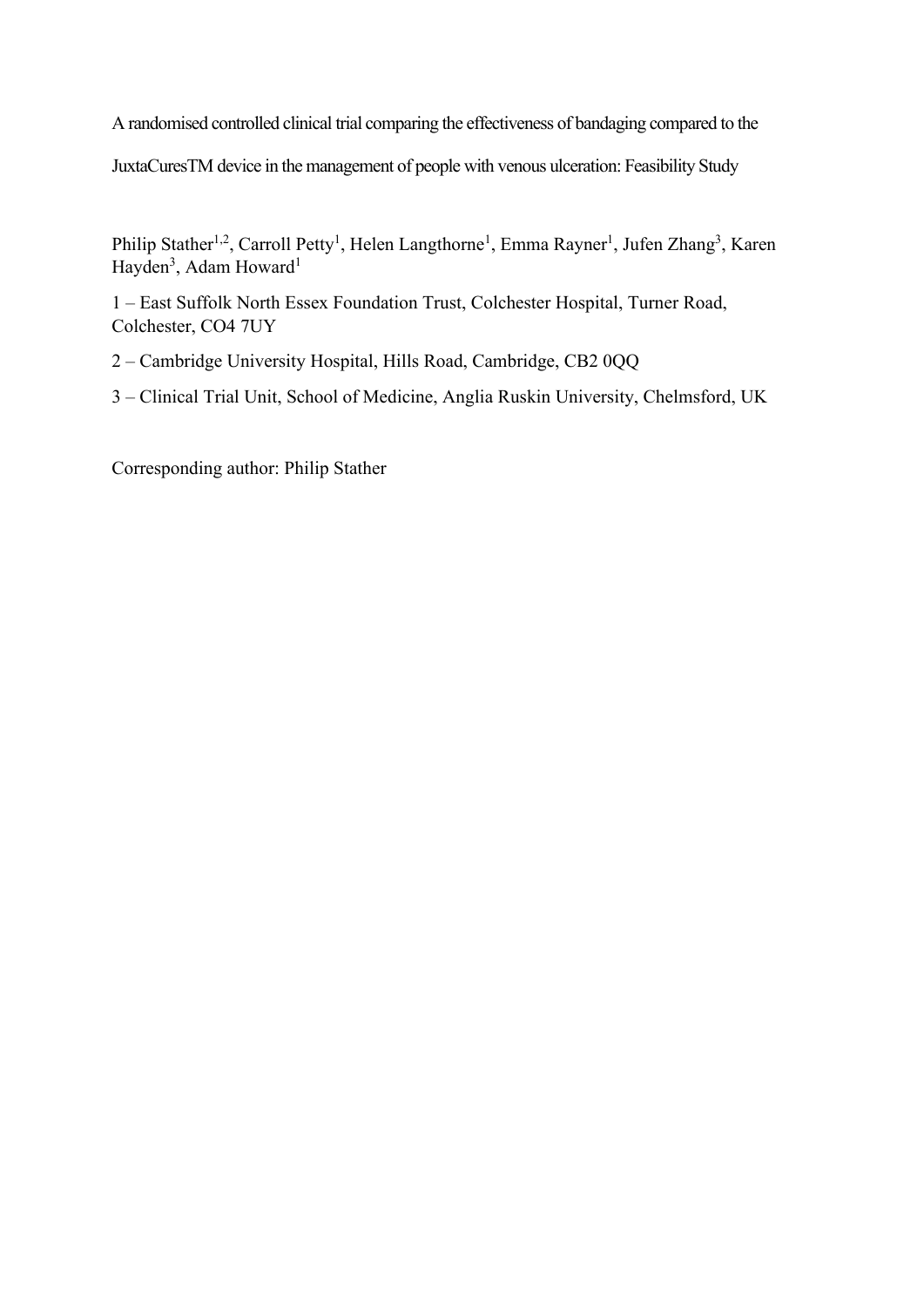# A randomised controlled clinical trial comparing the effectiveness of bandaging compared to the JuxtaCuresTM device in the management of people with venous ulceration: Feasibility Study

Philip Stather[1,2], Carroll Petty[1], Helen Langthorne[1], Emma Rayner[1], Jufen Zhang[3], Karen Hayden[3], Adam Howard[1]

1 – East Suffolk North Essex Foundation Trust, Colchester Hospital, Turner Road, Colchester, CO4 7UY

2 – Cambridge University Hospital, Hills Road, Cambridge, CB2 0QQ

3 – Clinical Trial Unit, School of Medicine, Anglia Ruskin University, Chelmsford, UK

Corresponding author: Philip Stather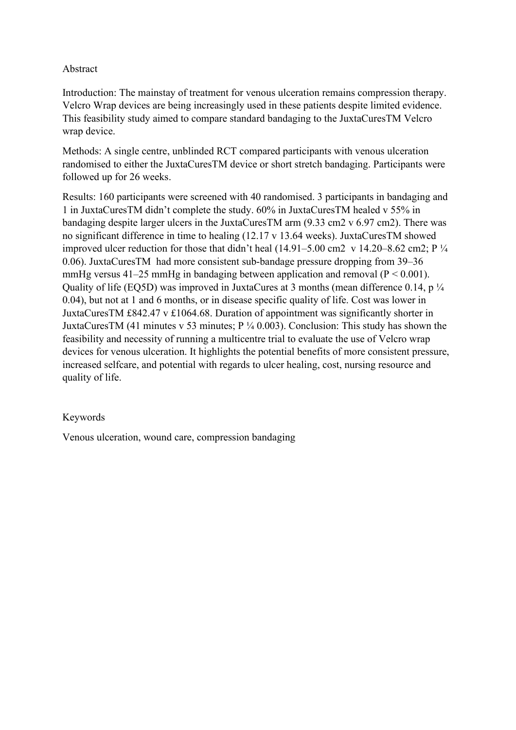Abstract

Introduction: The mainstay of treatment for venous ulceration remains compression therapy. Velcro Wrap devices are being increasingly used in these patients despite limited evidence. This feasibility study aimed to compare standard bandaging to the JuxtaCuresTM Velcro wrap device.

Methods: A single centre, unblinded RCT compared participants with venous ulceration randomised to either the JuxtaCuresTM device or short stretch bandaging. Participants were followed up for 26 weeks.

Results: 160 participants were screened with 40 randomised. 3 participants in bandaging and 1 in JuxtaCuresTM didn't complete the study. 60% in JuxtaCuresTM healed v 55% in bandaging despite larger ulcers in the JuxtaCuresTM arm (9.33 cm2 v 6.97 cm2). There was no significant difference in time to healing (12.17 v 13.64 weeks). JuxtaCuresTM showed improved ulcer reduction for those that didn't heal (14.91–5.00 cm2 v 14.20–8.62 cm2; P ¼ 0.06). JuxtaCuresTM had more consistent sub-bandage pressure dropping from 39–36 mmHg versus 41–25 mmHg in bandaging between application and removal ($P < 0.001$). Quality of life (EQ5D) was improved in JuxtaCures at 3 months (mean difference 0.14, p ¼ 0.04), but not at 1 and 6 months, or in disease specific quality of life. Cost was lower in JuxtaCuresTM £842.47 v £1064.68. Duration of appointment was significantly shorter in JuxtaCuresTM (41 minutes v 53 minutes; P ¼ 0.003). Conclusion: This study has shown the feasibility and necessity of running a multicentre trial to evaluate the use of Velcro wrap devices for venous ulceration. It highlights the potential benefits of more consistent pressure, increased selfcare, and potential with regards to ulcer healing, cost, nursing resource and quality of life.

Keywords

Venous ulceration, wound care, compression bandaging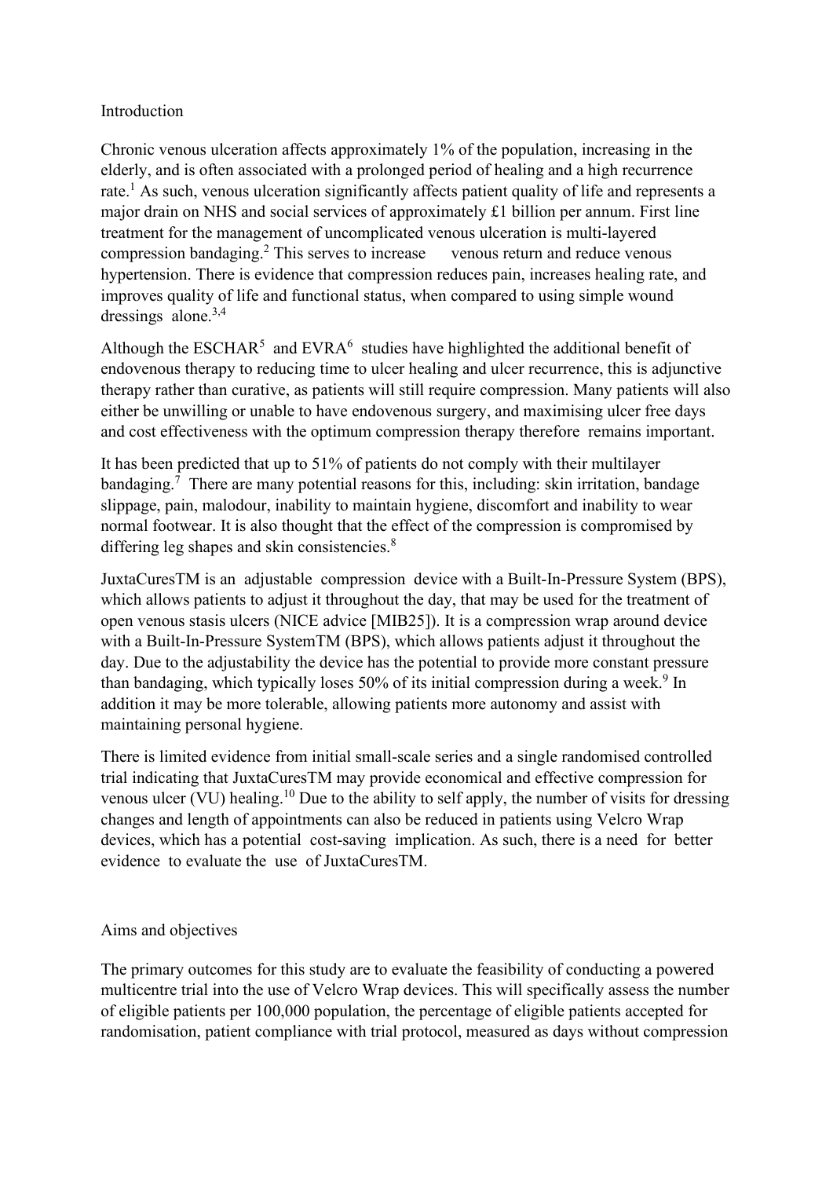## Introduction

Chronic venous ulceration affects approximately 1% of the population, increasing in the elderly, and is often associated with a prolonged period of healing and a high recurrence rate.[1] As such, venous ulceration significantly affects patient quality of life and represents a major drain on NHS and social services of approximately £1 billion per annum. First line treatment for the management of uncomplicated venous ulceration is multi-layered compression bandaging.[2] This serves to increase venous return and reduce venous hypertension. There is evidence that compression reduces pain, increases healing rate, and improves quality of life and functional status, when compared to using simple wound dressings alone.[3,4]

Although the ESCHAR[5] and EVRA[6] studies have highlighted the additional benefit of endovenous therapy to reducing time to ulcer healing and ulcer recurrence, this is adjunctive therapy rather than curative, as patients will still require compression. Many patients will also either be unwilling or unable to have endovenous surgery, and maximising ulcer free days and cost effectiveness with the optimum compression therapy therefore remains important.

It has been predicted that up to 51% of patients do not comply with their multilayer bandaging.[7] There are many potential reasons for this, including: skin irritation, bandage slippage, pain, malodour, inability to maintain hygiene, discomfort and inability to wear normal footwear. It is also thought that the effect of the compression is compromised by differing leg shapes and skin consistencies.[8]

JuxtaCuresTM is an adjustable compression device with a Built-In-Pressure System (BPS), which allows patients to adjust it throughout the day, that may be used for the treatment of open venous stasis ulcers (NICE advice [MIB25]). It is a compression wrap around device with a Built-In-Pressure SystemTM (BPS), which allows patients adjust it throughout the day. Due to the adjustability the device has the potential to provide more constant pressure than bandaging, which typically loses 50% of its initial compression during a week.[9] In addition it may be more tolerable, allowing patients more autonomy and assist with maintaining personal hygiene.

There is limited evidence from initial small-scale series and a single randomised controlled trial indicating that JuxtaCuresTM may provide economical and effective compression for venous ulcer (VU) healing.[10] Due to the ability to self apply, the number of visits for dressing changes and length of appointments can also be reduced in patients using Velcro Wrap devices, which has a potential cost-saving implication. As such, there is a need for better evidence to evaluate the use of JuxtaCuresTM.

## Aims and objectives

The primary outcomes for this study are to evaluate the feasibility of conducting a powered multicentre trial into the use of Velcro Wrap devices. This will specifically assess the number of eligible patients per 100,000 population, the percentage of eligible patients accepted for randomisation, patient compliance with trial protocol, measured as days without compression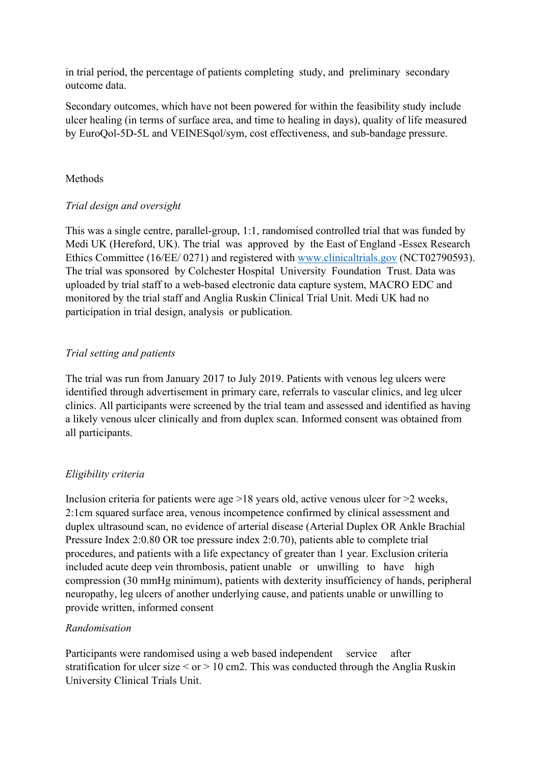in trial period, the percentage of patients completing study, and preliminary secondary outcome data.

Secondary outcomes, which have not been powered for within the feasibility study include ulcer healing (in terms of surface area, and time to healing in days), quality of life measured by EuroQol-5D-5L and VEINESqol/sym, cost effectiveness, and sub-bandage pressure.

## Methods

### *Trial design and oversight*

This was a single centre, parallel-group, 1:1, randomised controlled trial that was funded by Medi UK (Hereford, UK). The trial was approved by the East of England -Essex Research Ethics Committee (16/EE/ 0271) and registered with www.clinicaltrials.gov (NCT02790593). The trial was sponsored by Colchester Hospital University Foundation Trust. Data was uploaded by trial staff to a web-based electronic data capture system, MACRO EDC and monitored by the trial staff and Anglia Ruskin Clinical Trial Unit. Medi UK had no participation in trial design, analysis or publication.

### *Trial setting and patients*

The trial was run from January 2017 to July 2019. Patients with venous leg ulcers were identified through advertisement in primary care, referrals to vascular clinics, and leg ulcer clinics. All participants were screened by the trial team and assessed and identified as having a likely venous ulcer clinically and from duplex scan. Informed consent was obtained from all participants.

### *Eligibility criteria*

Inclusion criteria for patients were age >18 years old, active venous ulcer for >2 weeks, 2:1cm squared surface area, venous incompetence confirmed by clinical assessment and duplex ultrasound scan, no evidence of arterial disease (Arterial Duplex OR Ankle Brachial Pressure Index 2:0.80 OR toe pressure index 2:0.70), patients able to complete trial procedures, and patients with a life expectancy of greater than 1 year. Exclusion criteria included acute deep vein thrombosis, patient unable or unwilling to have high compression (30 mmHg minimum), patients with dexterity insufficiency of hands, peripheral neuropathy, leg ulcers of another underlying cause, and patients unable or unwilling to provide written, informed consent

### *Randomisation*

Participants were randomised using a web based independent service after stratification for ulcer size < or > 10 cm2. This was conducted through the Anglia Ruskin University Clinical Trials Unit.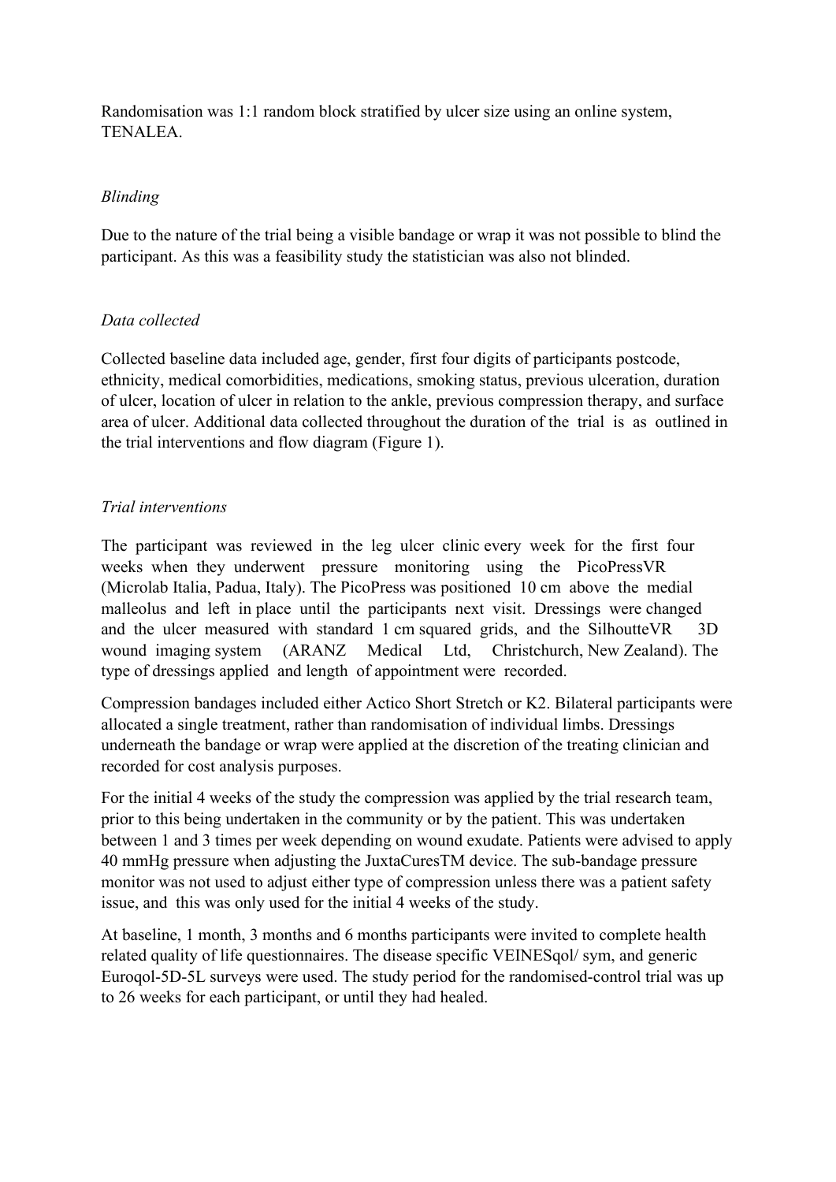Randomisation was 1:1 random block stratified by ulcer size using an online system, TENALEA.

*Blinding*

Due to the nature of the trial being a visible bandage or wrap it was not possible to blind the participant. As this was a feasibility study the statistician was also not blinded.

*Data collected*

Collected baseline data included age, gender, first four digits of participants postcode, ethnicity, medical comorbidities, medications, smoking status, previous ulceration, duration of ulcer, location of ulcer in relation to the ankle, previous compression therapy, and surface area of ulcer. Additional data collected throughout the duration of the trial is as outlined in the trial interventions and flow diagram (Figure 1).

*Trial interventions*

The participant was reviewed in the leg ulcer clinic every week for the first four weeks when they underwent pressure monitoring using the PicoPressVR (Microlab Italia, Padua, Italy). The PicoPress was positioned 10 cm above the medial malleolus and left in place until the participants next visit. Dressings were changed and the ulcer measured with standard 1 cm squared grids, and the SilhoutteVR 3D wound imaging system (ARANZ Medical Ltd, Christchurch, New Zealand). The type of dressings applied and length of appointment were recorded.

Compression bandages included either Actico Short Stretch or K2. Bilateral participants were allocated a single treatment, rather than randomisation of individual limbs. Dressings underneath the bandage or wrap were applied at the discretion of the treating clinician and recorded for cost analysis purposes.

For the initial 4 weeks of the study the compression was applied by the trial research team, prior to this being undertaken in the community or by the patient. This was undertaken between 1 and 3 times per week depending on wound exudate. Patients were advised to apply 40 mmHg pressure when adjusting the JuxtaCuresTM device. The sub-bandage pressure monitor was not used to adjust either type of compression unless there was a patient safety issue, and this was only used for the initial 4 weeks of the study.

At baseline, 1 month, 3 months and 6 months participants were invited to complete health related quality of life questionnaires. The disease specific VEINESqol/ sym, and generic Euroqol-5D-5L surveys were used. The study period for the randomised-control trial was up to 26 weeks for each participant, or until they had healed.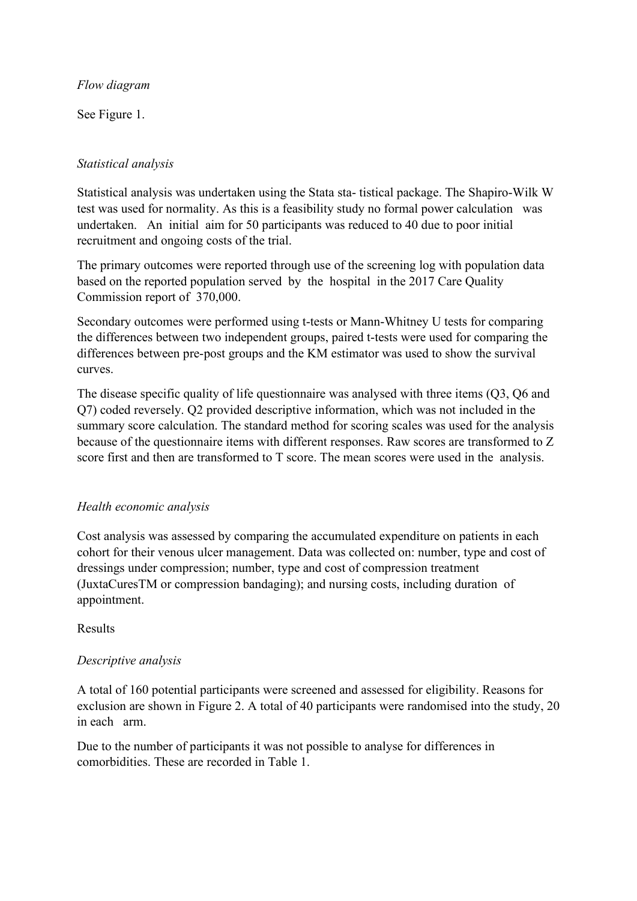*Flow diagram*

See Figure 1.

*Statistical analysis*

Statistical analysis was undertaken using the Stata sta- tistical package. The Shapiro-Wilk W test was used for normality. As this is a feasibility study no formal power calculation was undertaken. An initial aim for 50 participants was reduced to 40 due to poor initial recruitment and ongoing costs of the trial.

The primary outcomes were reported through use of the screening log with population data based on the reported population served by the hospital in the 2017 Care Quality Commission report of 370,000.

Secondary outcomes were performed using t-tests or Mann-Whitney U tests for comparing the differences between two independent groups, paired t-tests were used for comparing the differences between pre-post groups and the KM estimator was used to show the survival curves.

The disease specific quality of life questionnaire was analysed with three items (Q3, Q6 and Q7) coded reversely. Q2 provided descriptive information, which was not included in the summary score calculation. The standard method for scoring scales was used for the analysis because of the questionnaire items with different responses. Raw scores are transformed to Z score first and then are transformed to T score. The mean scores were used in the analysis.

*Health economic analysis*

Cost analysis was assessed by comparing the accumulated expenditure on patients in each cohort for their venous ulcer management. Data was collected on: number, type and cost of dressings under compression; number, type and cost of compression treatment (JuxtaCuresTM or compression bandaging); and nursing costs, including duration of appointment.

Results

*Descriptive analysis*

A total of 160 potential participants were screened and assessed for eligibility. Reasons for exclusion are shown in Figure 2. A total of 40 participants were randomised into the study, 20 in each arm.

Due to the number of participants it was not possible to analyse for differences in comorbidities. These are recorded in Table 1.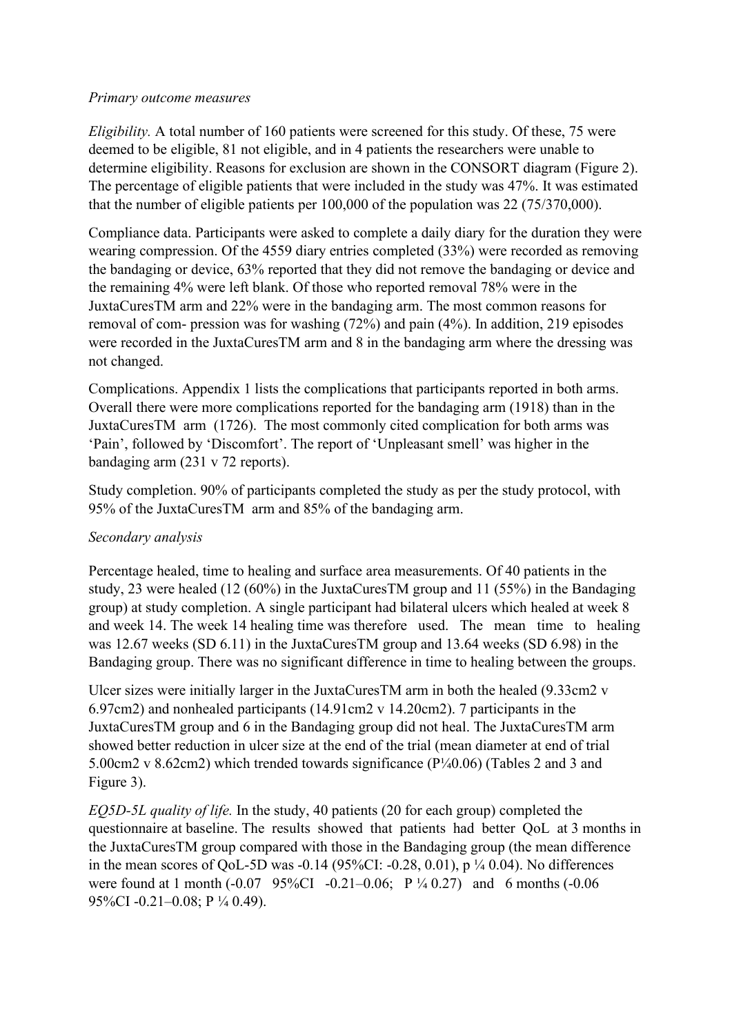*Primary outcome measures*

*Eligibility.* A total number of 160 patients were screened for this study. Of these, 75 were deemed to be eligible, 81 not eligible, and in 4 patients the researchers were unable to determine eligibility. Reasons for exclusion are shown in the CONSORT diagram (Figure 2). The percentage of eligible patients that were included in the study was 47%. It was estimated that the number of eligible patients per 100,000 of the population was 22 (75/370,000).

Compliance data. Participants were asked to complete a daily diary for the duration they were wearing compression. Of the 4559 diary entries completed (33%) were recorded as removing the bandaging or device, 63% reported that they did not remove the bandaging or device and the remaining 4% were left blank. Of those who reported removal 78% were in the JuxtaCuresTM arm and 22% were in the bandaging arm. The most common reasons for removal of com- pression was for washing (72%) and pain (4%). In addition, 219 episodes were recorded in the JuxtaCuresTM arm and 8 in the bandaging arm where the dressing was not changed.

Complications. Appendix 1 lists the complications that participants reported in both arms. Overall there were more complications reported for the bandaging arm (1918) than in the JuxtaCuresTM arm (1726). The most commonly cited complication for both arms was 'Pain', followed by 'Discomfort'. The report of 'Unpleasant smell' was higher in the bandaging arm (231 v 72 reports).

Study completion. 90% of participants completed the study as per the study protocol, with 95% of the JuxtaCuresTM arm and 85% of the bandaging arm.

*Secondary analysis*

Percentage healed, time to healing and surface area measurements. Of 40 patients in the study, 23 were healed (12 (60%) in the JuxtaCuresTM group and 11 (55%) in the Bandaging group) at study completion. A single participant had bilateral ulcers which healed at week 8 and week 14. The week 14 healing time was therefore used. The mean time to healing was 12.67 weeks (SD 6.11) in the JuxtaCuresTM group and 13.64 weeks (SD 6.98) in the Bandaging group. There was no significant difference in time to healing between the groups.

Ulcer sizes were initially larger in the JuxtaCuresTM arm in both the healed (9.33cm2 v 6.97cm2) and nonhealed participants (14.91cm2 v 14.20cm2). 7 participants in the JuxtaCuresTM group and 6 in the Bandaging group did not heal. The JuxtaCuresTM arm showed better reduction in ulcer size at the end of the trial (mean diameter at end of trial 5.00cm2 v 8.62cm2) which trended towards significance (P¼0.06) (Tables 2 and 3 and Figure 3).

*EQ5D-5L quality of life.* In the study, 40 patients (20 for each group) completed the questionnaire at baseline. The results showed that patients had better QoL at 3 months in the JuxtaCuresTM group compared with those in the Bandaging group (the mean difference in the mean scores of QoL-5D was -0.14 (95%CI: -0.28, 0.01), p ¼ 0.04). No differences were found at 1 month (-0.07 95%CI -0.21–0.06; P ¼ 0.27) and 6 months (-0.06 95%CI -0.21–0.08; P ¼ 0.49).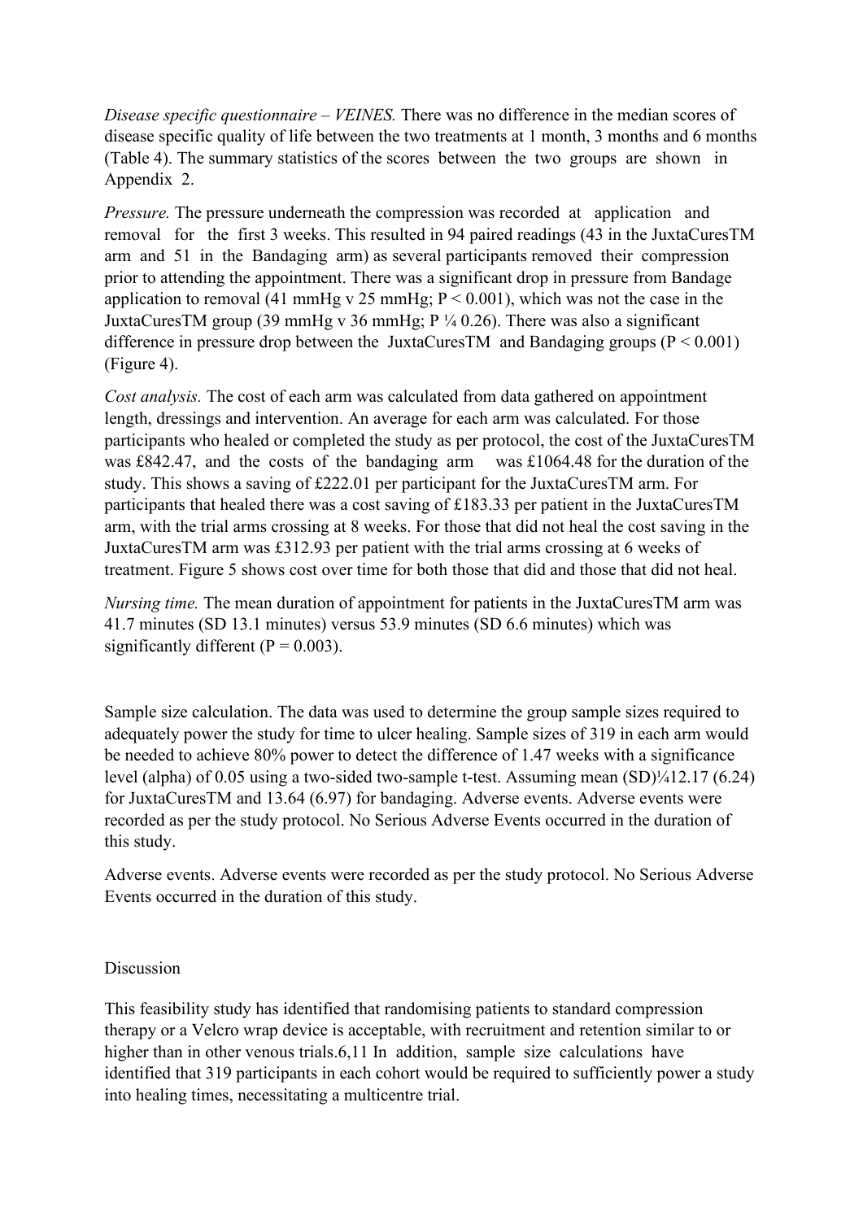*Disease specific questionnaire – VEINES.* There was no difference in the median scores of disease specific quality of life between the two treatments at 1 month, 3 months and 6 months (Table 4). The summary statistics of the scores between the two groups are shown in Appendix 2.

*Pressure.* The pressure underneath the compression was recorded at application and removal for the first 3 weeks. This resulted in 94 paired readings (43 in the JuxtaCuresTM arm and 51 in the Bandaging arm) as several participants removed their compression prior to attending the appointment. There was a significant drop in pressure from Bandage application to removal (41 mmHg v 25 mmHg; $P < 0.001$), which was not the case in the JuxtaCuresTM group (39 mmHg v 36 mmHg; P ¼ 0.26). There was also a significant difference in pressure drop between the JuxtaCuresTM and Bandaging groups ($P < 0.001$) (Figure 4).

*Cost analysis.* The cost of each arm was calculated from data gathered on appointment length, dressings and intervention. An average for each arm was calculated. For those participants who healed or completed the study as per protocol, the cost of the JuxtaCuresTM was £842.47, and the costs of the bandaging arm was £1064.48 for the duration of the study. This shows a saving of £222.01 per participant for the JuxtaCuresTM arm. For participants that healed there was a cost saving of £183.33 per patient in the JuxtaCuresTM arm, with the trial arms crossing at 8 weeks. For those that did not heal the cost saving in the JuxtaCuresTM arm was £312.93 per patient with the trial arms crossing at 6 weeks of treatment. Figure 5 shows cost over time for both those that did and those that did not heal.

*Nursing time.* The mean duration of appointment for patients in the JuxtaCuresTM arm was 41.7 minutes (SD 13.1 minutes) versus 53.9 minutes (SD 6.6 minutes) which was significantly different ($P = 0.003$).

Sample size calculation. The data was used to determine the group sample sizes required to adequately power the study for time to ulcer healing. Sample sizes of 319 in each arm would be needed to achieve 80% power to detect the difference of 1.47 weeks with a significance level (alpha) of 0.05 using a two-sided two-sample t-test. Assuming mean (SD)¼12.17 (6.24) for JuxtaCuresTM and 13.64 (6.97) for bandaging. Adverse events. Adverse events were recorded as per the study protocol. No Serious Adverse Events occurred in the duration of this study.

Adverse events. Adverse events were recorded as per the study protocol. No Serious Adverse Events occurred in the duration of this study.

## Discussion

This feasibility study has identified that randomising patients to standard compression therapy or a Velcro wrap device is acceptable, with recruitment and retention similar to or higher than in other venous trials.[6,11] In addition, sample size calculations have identified that 319 participants in each cohort would be required to sufficiently power a study into healing times, necessitating a multicentre trial.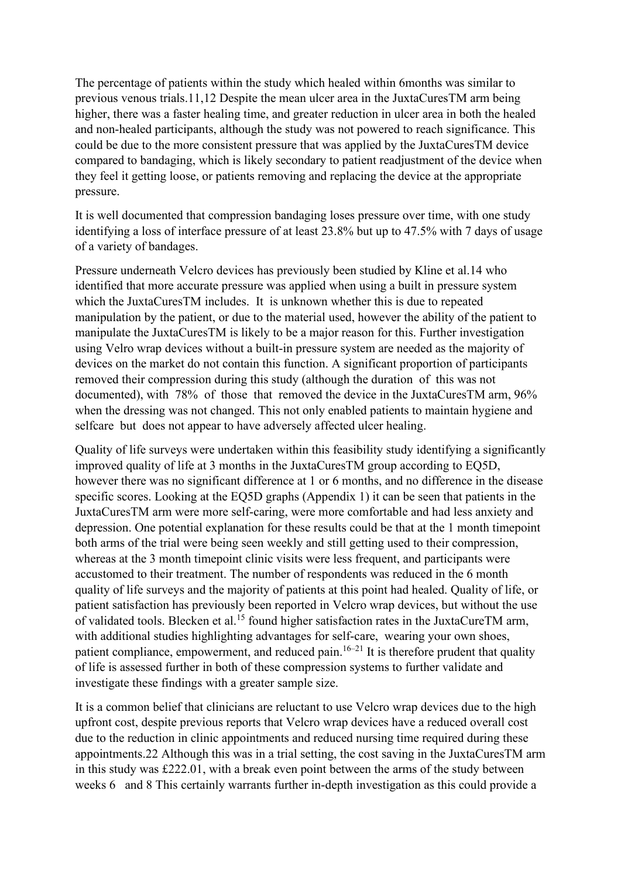The percentage of patients within the study which healed within 6months was similar to previous venous trials.11,12 Despite the mean ulcer area in the JuxtaCuresTM arm being higher, there was a faster healing time, and greater reduction in ulcer area in both the healed and non-healed participants, although the study was not powered to reach significance. This could be due to the more consistent pressure that was applied by the JuxtaCuresTM device compared to bandaging, which is likely secondary to patient readjustment of the device when they feel it getting loose, or patients removing and replacing the device at the appropriate pressure.

It is well documented that compression bandaging loses pressure over time, with one study identifying a loss of interface pressure of at least 23.8% but up to 47.5% with 7 days of usage of a variety of bandages.

Pressure underneath Velcro devices has previously been studied by Kline et al.14 who identified that more accurate pressure was applied when using a built in pressure system which the JuxtaCuresTM includes. It is unknown whether this is due to repeated manipulation by the patient, or due to the material used, however the ability of the patient to manipulate the JuxtaCuresTM is likely to be a major reason for this. Further investigation using Velro wrap devices without a built-in pressure system are needed as the majority of devices on the market do not contain this function. A significant proportion of participants removed their compression during this study (although the duration of this was not documented), with 78% of those that removed the device in the JuxtaCuresTM arm, 96% when the dressing was not changed. This not only enabled patients to maintain hygiene and selfcare but does not appear to have adversely affected ulcer healing.

Quality of life surveys were undertaken within this feasibility study identifying a significantly improved quality of life at 3 months in the JuxtaCuresTM group according to EQ5D, however there was no significant difference at 1 or 6 months, and no difference in the disease specific scores. Looking at the EQ5D graphs (Appendix 1) it can be seen that patients in the JuxtaCuresTM arm were more self-caring, were more comfortable and had less anxiety and depression. One potential explanation for these results could be that at the 1 month timepoint both arms of the trial were being seen weekly and still getting used to their compression, whereas at the 3 month timepoint clinic visits were less frequent, and participants were accustomed to their treatment. The number of respondents was reduced in the 6 month quality of life surveys and the majority of patients at this point had healed. Quality of life, or patient satisfaction has previously been reported in Velcro wrap devices, but without the use of validated tools. Blecken et al.[15] found higher satisfaction rates in the JuxtaCureTM arm, with additional studies highlighting advantages for self-care, wearing your own shoes, patient compliance, empowerment, and reduced pain.[16–21] It is therefore prudent that quality of life is assessed further in both of these compression systems to further validate and investigate these findings with a greater sample size.

It is a common belief that clinicians are reluctant to use Velcro wrap devices due to the high upfront cost, despite previous reports that Velcro wrap devices have a reduced overall cost due to the reduction in clinic appointments and reduced nursing time required during these appointments.22 Although this was in a trial setting, the cost saving in the JuxtaCuresTM arm in this study was £222.01, with a break even point between the arms of the study between weeks 6 and 8 This certainly warrants further in-depth investigation as this could provide a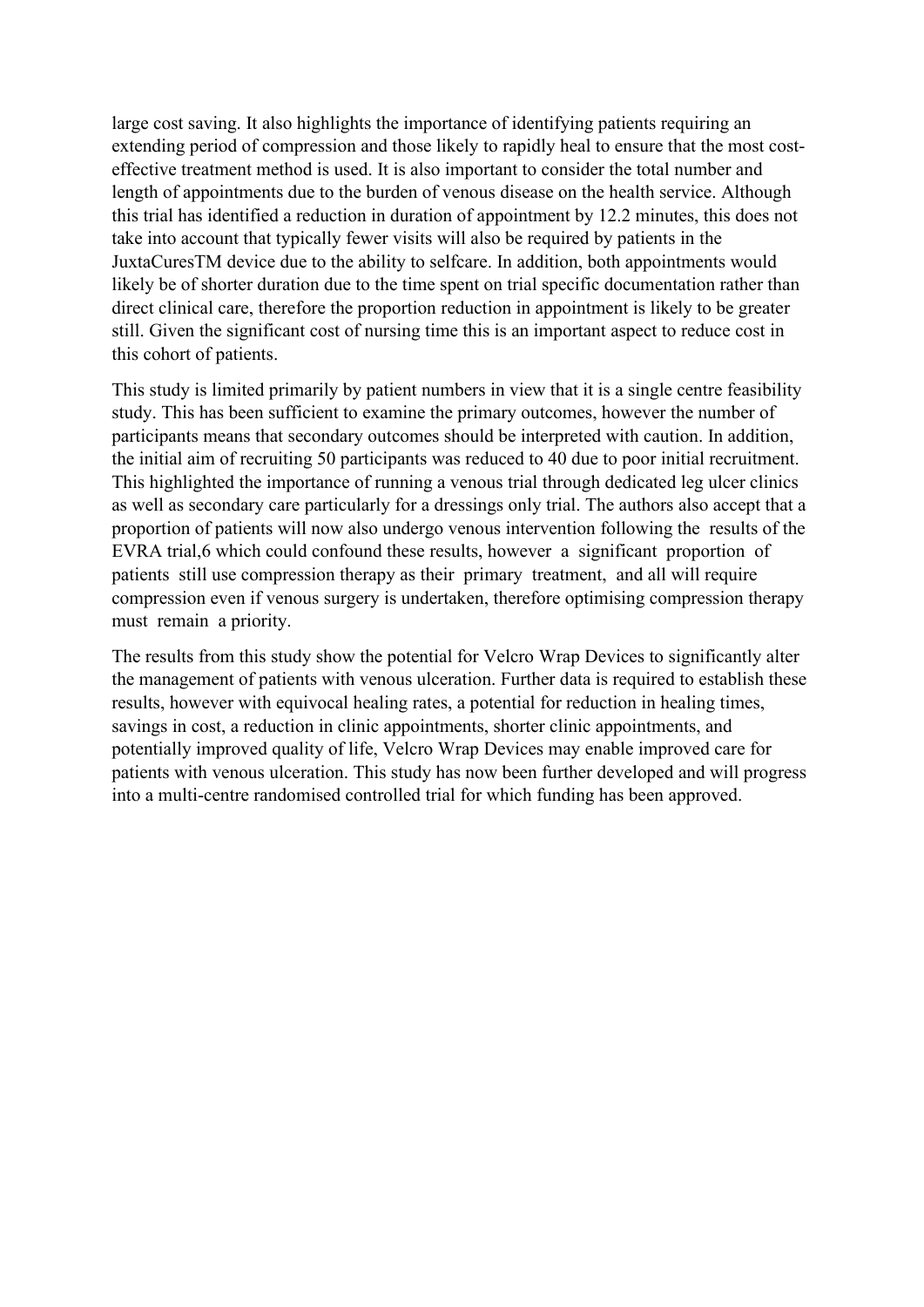large cost saving. It also highlights the importance of identifying patients requiring an extending period of compression and those likely to rapidly heal to ensure that the most cost-effective treatment method is used. It is also important to consider the total number and length of appointments due to the burden of venous disease on the health service. Although this trial has identified a reduction in duration of appointment by 12.2 minutes, this does not take into account that typically fewer visits will also be required by patients in the JuxtaCuresTM device due to the ability to selfcare. In addition, both appointments would likely be of shorter duration due to the time spent on trial specific documentation rather than direct clinical care, therefore the proportion reduction in appointment is likely to be greater still. Given the significant cost of nursing time this is an important aspect to reduce cost in this cohort of patients.

This study is limited primarily by patient numbers in view that it is a single centre feasibility study. This has been sufficient to examine the primary outcomes, however the number of participants means that secondary outcomes should be interpreted with caution. In addition, the initial aim of recruiting 50 participants was reduced to 40 due to poor initial recruitment. This highlighted the importance of running a venous trial through dedicated leg ulcer clinics as well as secondary care particularly for a dressings only trial. The authors also accept that a proportion of patients will now also undergo venous intervention following the results of the EVRA trial,6 which could confound these results, however a significant proportion of patients still use compression therapy as their primary treatment, and all will require compression even if venous surgery is undertaken, therefore optimising compression therapy must remain a priority.

The results from this study show the potential for Velcro Wrap Devices to significantly alter the management of patients with venous ulceration. Further data is required to establish these results, however with equivocal healing rates, a potential for reduction in healing times, savings in cost, a reduction in clinic appointments, shorter clinic appointments, and potentially improved quality of life, Velcro Wrap Devices may enable improved care for patients with venous ulceration. This study has now been further developed and will progress into a multi-centre randomised controlled trial for which funding has been approved.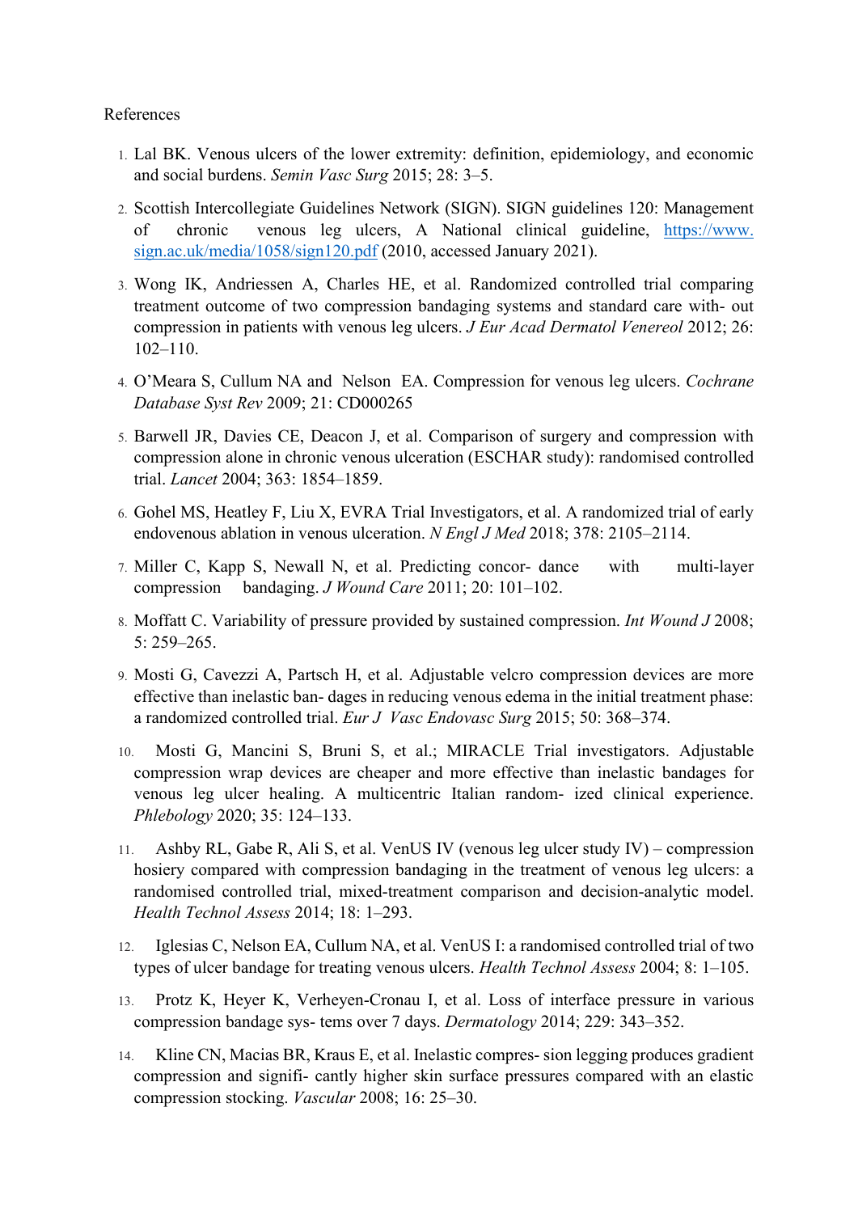References

1. Lal BK. Venous ulcers of the lower extremity: definition, epidemiology, and economic and social burdens. *Semin Vasc Surg* 2015; 28: 3–5.
2. Scottish Intercollegiate Guidelines Network (SIGN). SIGN guidelines 120: Management of chronic venous leg ulcers, A National clinical guideline, [https://www.sign.ac.uk/media/1058/sign120.pdf](https://www.sign.ac.uk/media/1058/sign120.pdf) (2010, accessed January 2021).
3. Wong IK, Andriessen A, Charles HE, et al. Randomized controlled trial comparing treatment outcome of two compression bandaging systems and standard care with- out compression in patients with venous leg ulcers. *J Eur Acad Dermatol Venereol* 2012; 26: 102–110.
4. O'Meara S, Cullum NA and Nelson EA. Compression for venous leg ulcers. *Cochrane Database Syst Rev* 2009; 21: CD000265
5. Barwell JR, Davies CE, Deacon J, et al. Comparison of surgery and compression with compression alone in chronic venous ulceration (ESCHAR study): randomised controlled trial. *Lancet* 2004; 363: 1854–1859.
6. Gohel MS, Heatley F, Liu X, EVRA Trial Investigators, et al. A randomized trial of early endovenous ablation in venous ulceration. *N Engl J Med* 2018; 378: 2105–2114.
7. Miller C, Kapp S, Newall N, et al. Predicting concor- dance with multi-layer compression bandaging. *J Wound Care* 2011; 20: 101–102.
8. Moffatt C. Variability of pressure provided by sustained compression. *Int Wound J* 2008; 5: 259–265.
9. Mosti G, Cavezzi A, Partsch H, et al. Adjustable velcro compression devices are more effective than inelastic ban- dages in reducing venous edema in the initial treatment phase: a randomized controlled trial. *Eur J Vasc Endovasc Surg* 2015; 50: 368–374.
10. Mosti G, Mancini S, Bruni S, et al.; MIRACLE Trial investigators. Adjustable compression wrap devices are cheaper and more effective than inelastic bandages for venous leg ulcer healing. A multicentric Italian random- ized clinical experience. *Phlebology* 2020; 35: 124–133.
11. Ashby RL, Gabe R, Ali S, et al. VenUS IV (venous leg ulcer study IV) – compression hosiery compared with compression bandaging in the treatment of venous leg ulcers: a randomised controlled trial, mixed-treatment comparison and decision-analytic model. *Health Technol Assess* 2014; 18: 1–293.
12. Iglesias C, Nelson EA, Cullum NA, et al. VenUS I: a randomised controlled trial of two types of ulcer bandage for treating venous ulcers. *Health Technol Assess* 2004; 8: 1–105.
13. Protz K, Heyer K, Verheyen-Cronau I, et al. Loss of interface pressure in various compression bandage sys- tems over 7 days. *Dermatology* 2014; 229: 343–352.
14. Kline CN, Macias BR, Kraus E, et al. Inelastic compres- sion legging produces gradient compression and signifi- cantly higher skin surface pressures compared with an elastic compression stocking. *Vascular* 2008; 16: 25–30.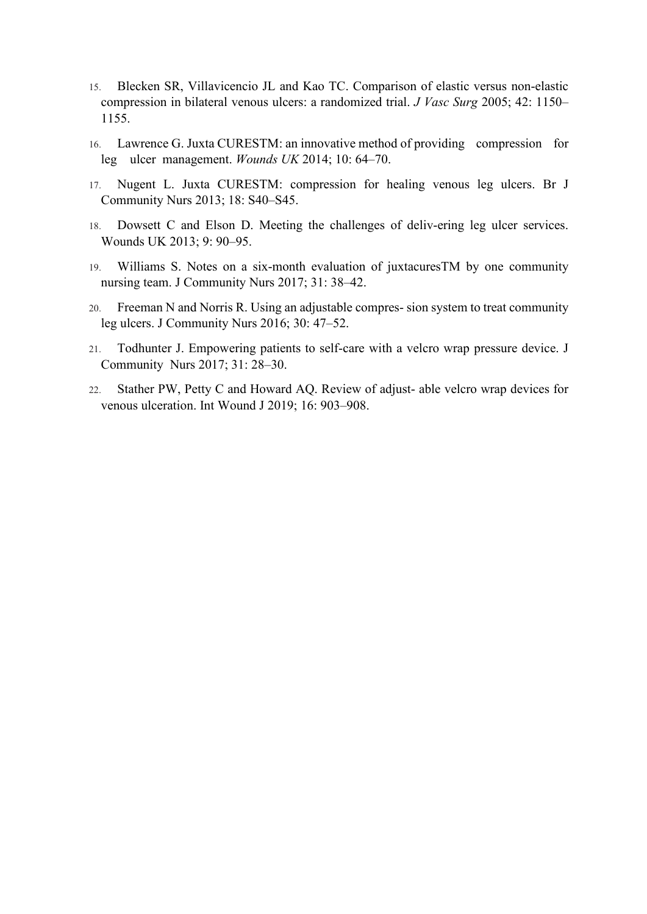15. Blecken SR, Villavicencio JL and Kao TC. Comparison of elastic versus non-elastic compression in bilateral venous ulcers: a randomized trial. *J Vasc Surg* 2005; 42: 1150–1155.

16. Lawrence G. Juxta CURESTM: an innovative method of providing compression for leg ulcer management. *Wounds UK* 2014; 10: 64–70.

17. Nugent L. Juxta CURESTM: compression for healing venous leg ulcers. Br J Community Nurs 2013; 18: S40–S45.

18. Dowsett C and Elson D. Meeting the challenges of deliv-ering leg ulcer services. Wounds UK 2013; 9: 90–95.

19. Williams S. Notes on a six-month evaluation of juxtacuresTM by one community nursing team. J Community Nurs 2017; 31: 38–42.

20. Freeman N and Norris R. Using an adjustable compres- sion system to treat community leg ulcers. J Community Nurs 2016; 30: 47–52.

21. Todhunter J. Empowering patients to self-care with a velcro wrap pressure device. J Community Nurs 2017; 31: 28–30.

22. Stather PW, Petty C and Howard AQ. Review of adjust- able velcro wrap devices for venous ulceration. Int Wound J 2019; 16: 903–908.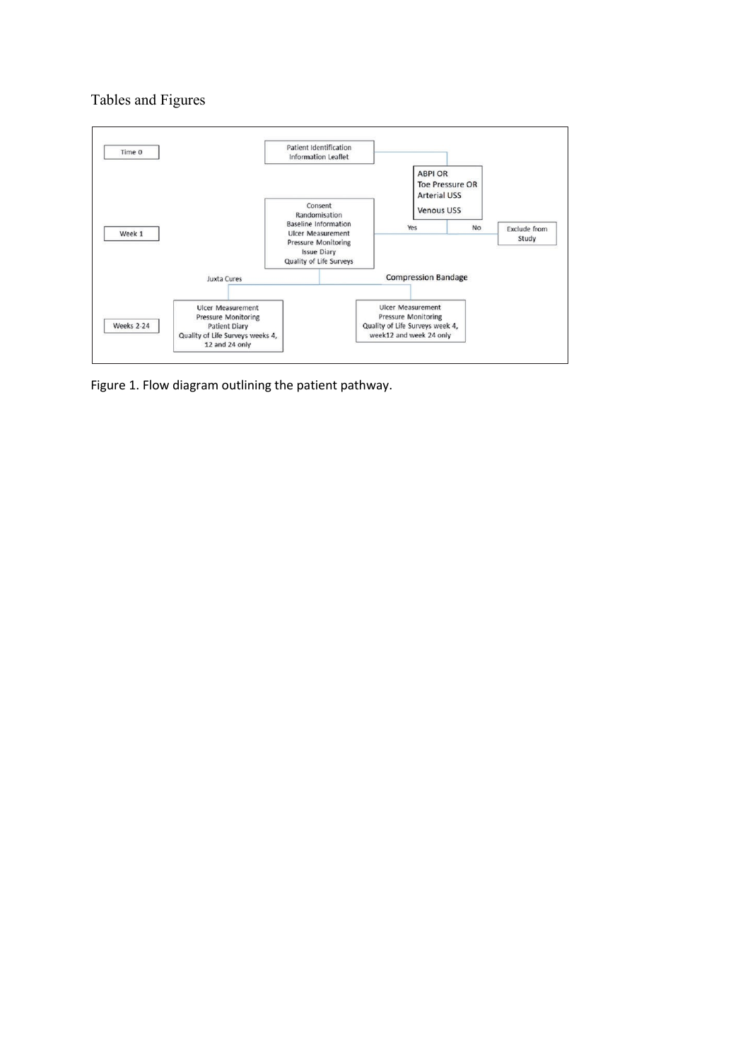# Tables and Figures

Time 0

Patient Identification
Information Leaflet

ABPI OR
Toe Pressure OR
Arterial USS

Venous USS

Yes | No → Exclude from Study

Week 1

Consent
Randomisation
Baseline Information
Ulcer Measurement
Pressure Monitoring
Issue Diary
Quality of Life Surveys

Juxta Cures | Compression Bandage

Weeks 2-24

Juxta Cures:
Ulcer Measurement
Pressure Monitoring
Patient Diary
Quality of Life Surveys weeks 4, 12 and 24 only

Compression Bandage:
Ulcer Measurement
Pressure Monitoring
Quality of Life Surveys week 4, week12 and week 24 only

Figure 1. Flow diagram outlining the patient pathway.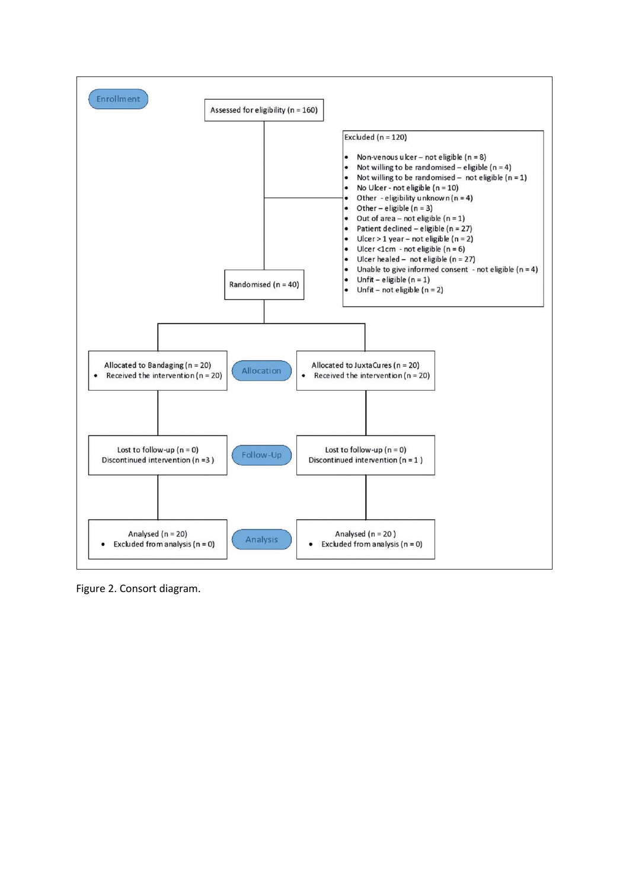**Enrollment**

Assessed for eligibility (n = 160)

Excluded (n = 120)

- Non-venous ulcer – not eligible (n = 8)
- Not willing to be randomised – eligible (n = 4)
- Not willing to be randomised – not eligible (n = 1)
- No Ulcer - not eligible (n = 10)
- Other - eligibility unknown (n = 4)
- Other – eligible (n = 3)
- Out of area – not eligible (n = 1)
- Patient declined – eligible (n = 27)
- Ulcer > 1 year – not eligible (n = 2)
- Ulcer <1cm - not eligible (n = 6)
- Ulcer healed – not eligible (n = 27)
- Unable to give informed consent - not eligible (n = 4)
- Unfit – eligible (n = 1)
- Unfit – not eligible (n = 2)

Randomised (n = 40)

**Allocation**

| Allocated to Bandaging (n = 20) | Allocated to JuxtaCures (n = 20) |
|---|---|
| • Received the intervention (n = 20) | • Received the intervention (n = 20) |

**Follow-Up**

| Bandaging | JuxtaCures |
|---|---|
| Lost to follow-up (n = 0) | Lost to follow-up (n = 0) |
| Discontinued intervention (n =3 ) | Discontinued intervention (n = 1 ) |

**Analysis**

| Bandaging | JuxtaCures |
|---|---|
| Analysed (n = 20) | Analysed (n = 20 ) |
| • Excluded from analysis (n = 0) | • Excluded from analysis (n = 0) |

Figure 2. Consort diagram.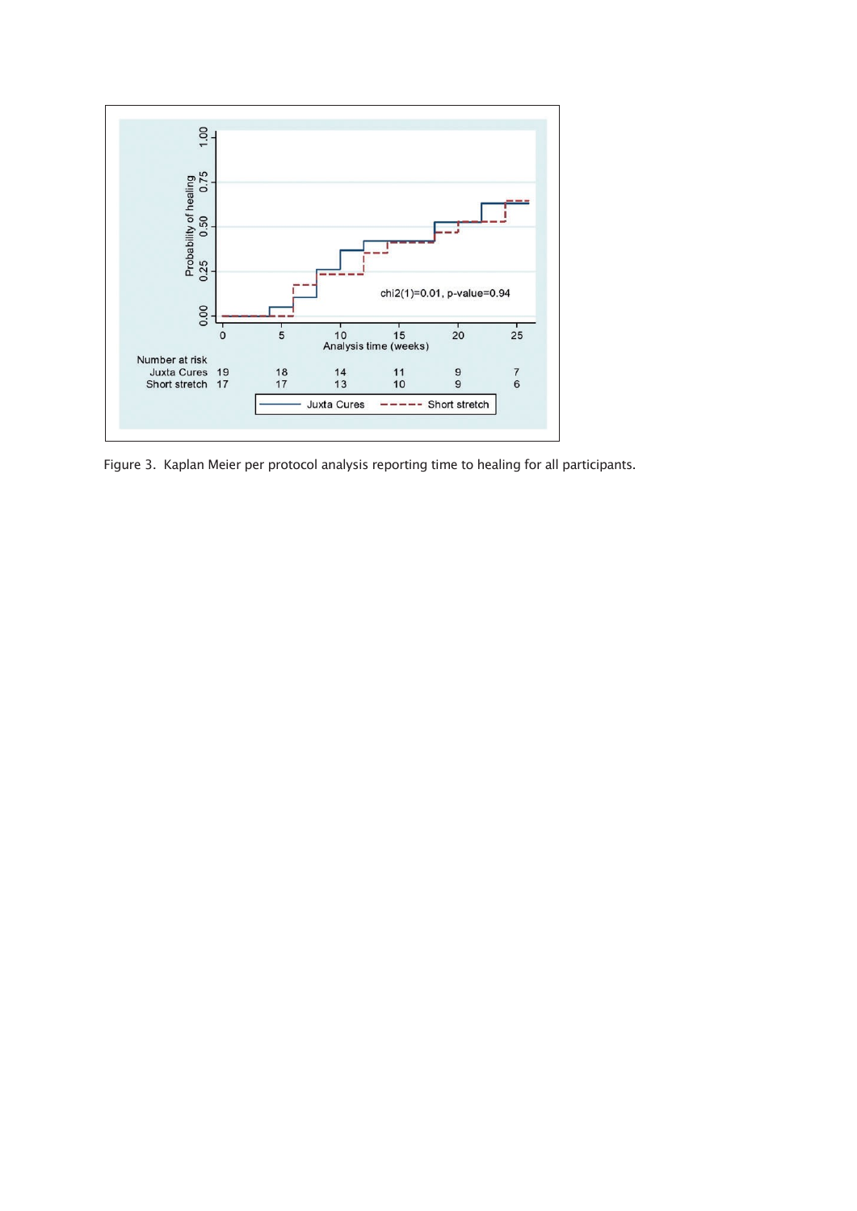Figure 3. Kaplan Meier per protocol analysis reporting time to healing for all participants.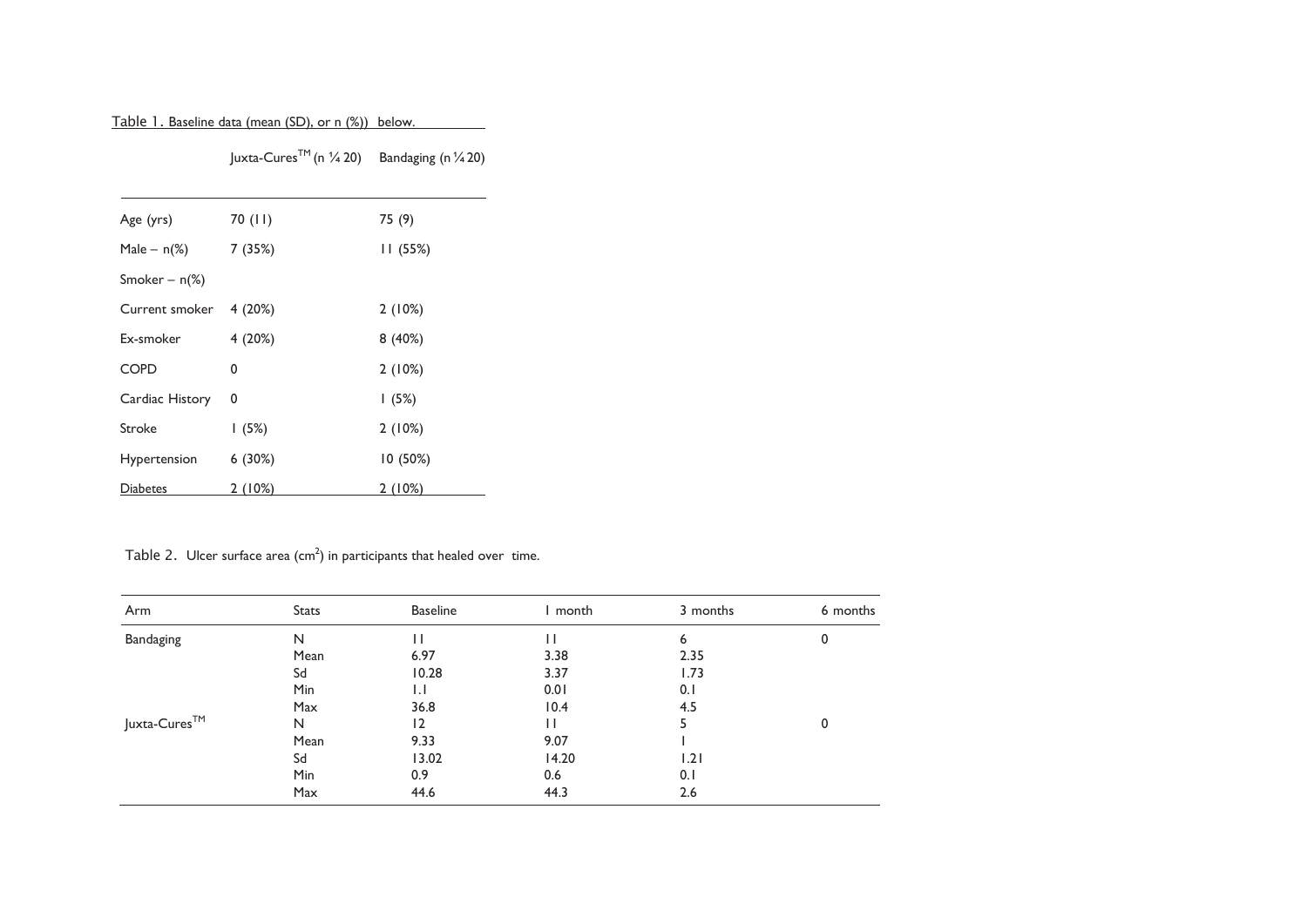Table 1. Baseline data (mean (SD), or n (%)) below.

| | Juxta-Cures™ (n ¼ 20) | Bandaging (n ¼ 20) |
|---|---|---|
| Age (yrs) | 70 (11) | 75 (9) |
| Male – n(%) | 7 (35%) | 11 (55%) |
| Smoker – n(%) | | |
| Current smoker | 4 (20%) | 2 (10%) |
| Ex-smoker | 4 (20%) | 8 (40%) |
| COPD | 0 | 2 (10%) |
| Cardiac History | 0 | 1 (5%) |
| Stroke | 1 (5%) | 2 (10%) |
| Hypertension | 6 (30%) | 10 (50%) |
| Diabetes | 2 (10%) | 2 (10%) |

Table 2. Ulcer surface area ($cm^2$) in participants that healed over time.

| Arm | Stats | Baseline | 1 month | 3 months | 6 months |
|---|---|---|---|---|---|
| Bandaging | N | 11 | 11 | 6 | 0 |
| | Mean | 6.97 | 3.38 | 2.35 | |
| | Sd | 10.28 | 3.37 | 1.73 | |
| | Min | 1.1 | 0.01 | 0.1 | |
| | Max | 36.8 | 10.4 | 4.5 | |
| Juxta-Cures™ | N | 12 | 11 | 5 | 0 |
| | Mean | 9.33 | 9.07 | 1 | |
| | Sd | 13.02 | 14.20 | 1.21 | |
| | Min | 0.9 | 0.6 | 0.1 | |
| | Max | 44.6 | 44.3 | 2.6 | |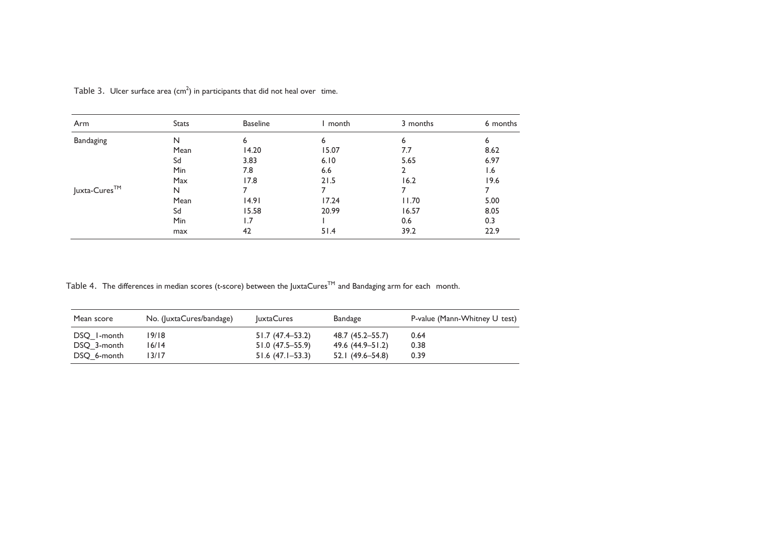Table 3. Ulcer surface area ($cm^2$) in participants that did not heal over time.

| Arm | Stats | Baseline | 1 month | 3 months | 6 months |
|---|---|---|---|---|---|
| Bandaging | N | 6 | 6 | 6 | 6 |
| | Mean | 14.20 | 15.07 | 7.7 | 8.62 |
| | Sd | 3.83 | 6.10 | 5.65 | 6.97 |
| | Min | 7.8 | 6.6 | 2 | 1.6 |
| | Max | 17.8 | 21.5 | 16.2 | 19.6 |
| Juxta-Cures™ | N | 7 | 7 | 7 | 7 |
| | Mean | 14.91 | 17.24 | 11.70 | 5.00 |
| | Sd | 15.58 | 20.99 | 16.57 | 8.05 |
| | Min | 1.7 | 1 | 0.6 | 0.3 |
| | max | 42 | 51.4 | 39.2 | 22.9 |

Table 4. The differences in median scores (t-score) between the JuxtaCures™ and Bandaging arm for each month.

| Mean score | No. (JuxtaCures/bandage) | JuxtaCures | Bandage | P-value (Mann-Whitney U test) |
|---|---|---|---|---|
| DSQ_1-month | 19/18 | 51.7 (47.4–53.2) | 48.7 (45.2–55.7) | 0.64 |
| DSQ_3-month | 16/14 | 51.0 (47.5–55.9) | 49.6 (44.9–51.2) | 0.38 |
| DSQ_6-month | 13/17 | 51.6 (47.1–53.3) | 52.1 (49.6–54.8) | 0.39 |